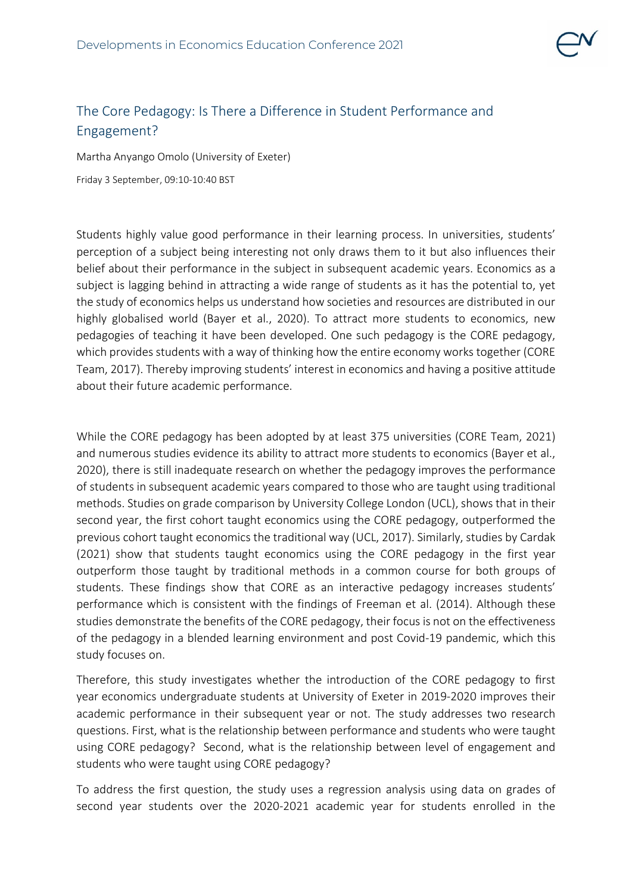# The Core Pedagogy: Is There a Difference in Student Performance and Engagement?

Martha Anyango Omolo (University of Exeter)

Friday 3 September, 09:10-10:40 BST

Students highly value good performance in their learning process. In universities, students' perception of a subject being interesting not only draws them to it but also influences their belief about their performance in the subject in subsequent academic years. Economics as a subject is lagging behind in attracting a wide range of students as it has the potential to, yet the study of economics helps us understand how societies and resources are distributed in our highly globalised world (Bayer et al., 2020). To attract more students to economics, new pedagogies of teaching it have been developed. One such pedagogy is the CORE pedagogy, which provides students with a way of thinking how the entire economy works together (CORE Team, 2017). Thereby improving students' interest in economics and having a positive attitude about their future academic performance.

While the CORE pedagogy has been adopted by at least 375 universities (CORE Team, 2021) and numerous studies evidence its ability to attract more students to economics (Bayer et al., 2020), there is still inadequate research on whether the pedagogy improves the performance of students in subsequent academic years compared to those who are taught using traditional methods. Studies on grade comparison by University College London (UCL), shows that in their second year, the first cohort taught economics using the CORE pedagogy, outperformed the previous cohort taught economics the traditional way (UCL, 2017). Similarly, studies by Cardak (2021) show that students taught economics using the CORE pedagogy in the first year outperform those taught by traditional methods in a common course for both groups of students. These findings show that CORE as an interactive pedagogy increases students' performance which is consistent with the findings of Freeman et al. (2014). Although these studies demonstrate the benefits of the CORE pedagogy, their focus is not on the effectiveness of the pedagogy in a blended learning environment and post Covid-19 pandemic, which this study focuses on.

Therefore, this study investigates whether the introduction of the CORE pedagogy to first year economics undergraduate students at University of Exeter in 2019-2020 improves their academic performance in their subsequent year or not. The study addresses two research questions. First, what is the relationship between performance and students who were taught using CORE pedagogy? Second, what is the relationship between level of engagement and students who were taught using CORE pedagogy?

To address the first question, the study uses a regression analysis using data on grades of second year students over the 2020-2021 academic year for students enrolled in the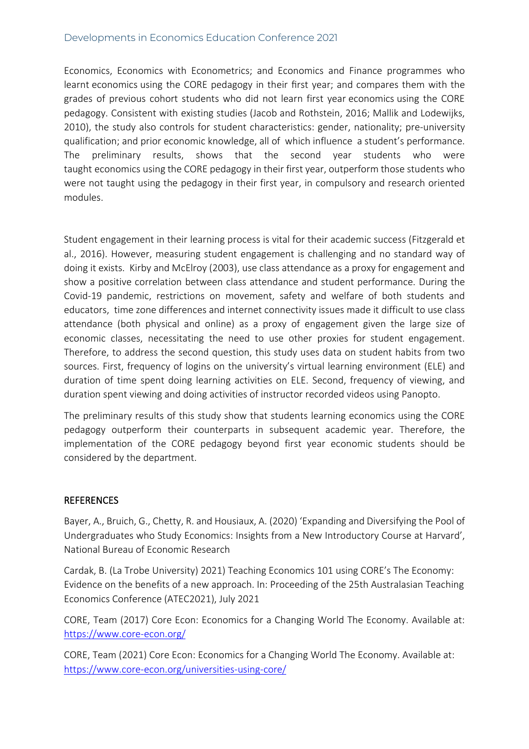Economics, Economics with Econometrics; and Economics and Finance programmes who learnt economics using the CORE pedagogy in their first year; and compares them with the grades of previous cohort students who did not learn first year economics using the CORE pedagogy. Consistent with existing studies (Jacob and Rothstein, 2016; Mallik and Lodewijks, 2010), the study also controls for student characteristics: gender, nationality; pre-university qualification; and prior economic knowledge, all of which influence a student's performance. The preliminary results, shows that the second year students who were taught economics using the CORE pedagogy in their first year, outperform those students who were not taught using the pedagogy in their first year, in compulsory and research oriented modules.

Student engagement in their learning process is vital for their academic success (Fitzgerald et al., 2016). However, measuring student engagement is challenging and no standard way of doing it exists. Kirby and McElroy (2003), use class attendance as a proxy for engagement and show a positive correlation between class attendance and student performance. During the Covid-19 pandemic, restrictions on movement, safety and welfare of both students and educators, time zone differences and internet connectivity issues made it difficult to use class attendance (both physical and online) as a proxy of engagement given the large size of economic classes, necessitating the need to use other proxies for student engagement. Therefore, to address the second question, this study uses data on student habits from two sources. First, frequency of logins on the university's virtual learning environment (ELE) and duration of time spent doing learning activities on ELE. Second, frequency of viewing, and duration spent viewing and doing activities of instructor recorded videos using Panopto.

The preliminary results of this study show that students learning economics using the CORE pedagogy outperform their counterparts in subsequent academic year. Therefore, the implementation of the CORE pedagogy beyond first year economic students should be considered by the department.

## REFERENCES

Bayer, A., Bruich, G., Chetty, R. and Housiaux, A. (2020) 'Expanding and Diversifying the Pool of Undergraduates who Study Economics: Insights from a New Introductory Course at Harvard', National Bureau of Economic Research

Cardak, B. (La Trobe University) 2021) Teaching Economics 101 using CORE's The Economy: Evidence on the benefits of a new approach. In: Proceeding of the 25th Australasian Teaching Economics Conference (ATEC2021), July 2021

CORE, Team (2017) Core Econ: Economics for a Changing World The Economy. Available at: https://www.core-econ.org/

CORE, Team (2021) Core Econ: Economics for a Changing World The Economy. Available at: https://www.core-econ.org/universities-using-core/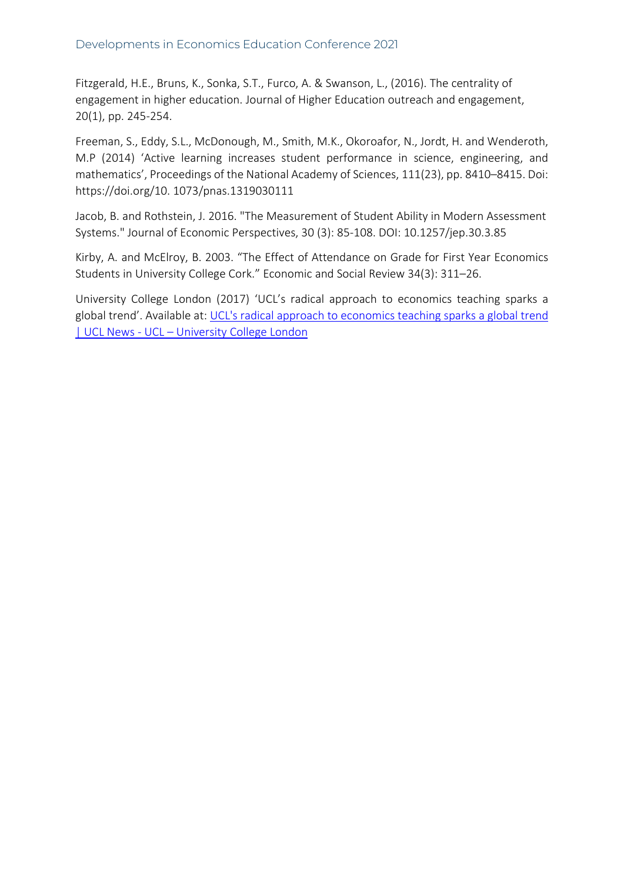Fitzgerald, H.E., Bruns, K., Sonka, S.T., Furco, A. & Swanson, L., (2016). The centrality of engagement in higher education. Journal of Higher Education outreach and engagement, 20(1), pp. 245-254.

Freeman, S., Eddy, S.L., McDonough, M., Smith, M.K., Okoroafor, N., Jordt, H. and Wenderoth, M.P (2014) 'Active learning increases student performance in science, engineering, and mathematics', Proceedings of the National Academy of Sciences, 111(23), pp. 8410–8415. Doi: https://doi.org/10. 1073/pnas.1319030111

Jacob, B. and Rothstein, J. 2016. "The Measurement of Student Ability in Modern Assessment Systems." Journal of Economic Perspectives, 30 (3): 85-108. DOI: 10.1257/jep.30.3.85

Kirby, A. and McElroy, B. 2003. "The Effect of Attendance on Grade for First Year Economics Students in University College Cork." Economic and Social Review 34(3): 311–26.

University College London (2017) 'UCL's radical approach to economics teaching sparks a global trend'. Available at: UCL's radical approach to economics teaching sparks a global trend | UCL News - UCL – University College London